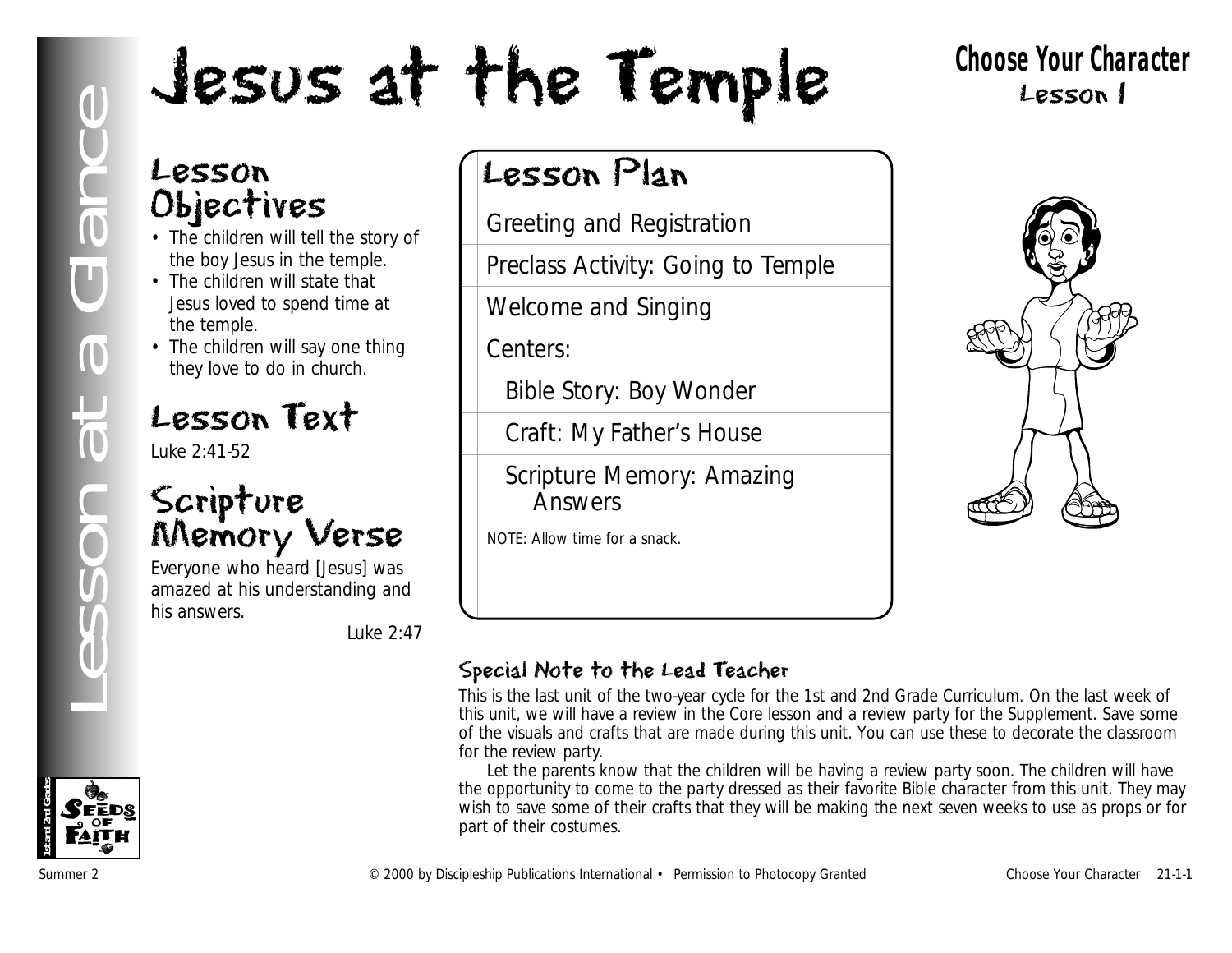# Jesus at the Temple

**Choose Your Character**
Lesson 1

## Lesson Objectives

- The children will tell the story of the boy Jesus in the temple.
- The children will state that Jesus loved to spend time at the temple.
- The children will say one thing they love to do in church.

## Lesson Text

Luke 2:41-52

## Scripture Memory Verse

Everyone who heard [Jesus] was amazed at his understanding and his answers.

Luke 2:47

## Lesson Plan

- Greeting and Registration
- Preclass Activity: Going to Temple
- Welcome and Singing
- Centers:
  - Bible Story: Boy Wonder
  - Craft: My Father's House
  - Scripture Memory: Amazing Answers

NOTE: Allow time for a snack.

### Special Note to the Lead Teacher

This is the last unit of the two-year cycle for the 1st and 2nd Grade Curriculum. On the last week of this unit, we will have a review in the Core lesson and a review party for the Supplement. Save some of the visuals and crafts that are made during this unit. You can use these to decorate the classroom for the review party.

Let the parents know that the children will be having a review party soon. The children will have the opportunity to come to the party dressed as their favorite Bible character from this unit. They may wish to save some of their crafts that they will be making the next seven weeks to use as props or for part of their costumes.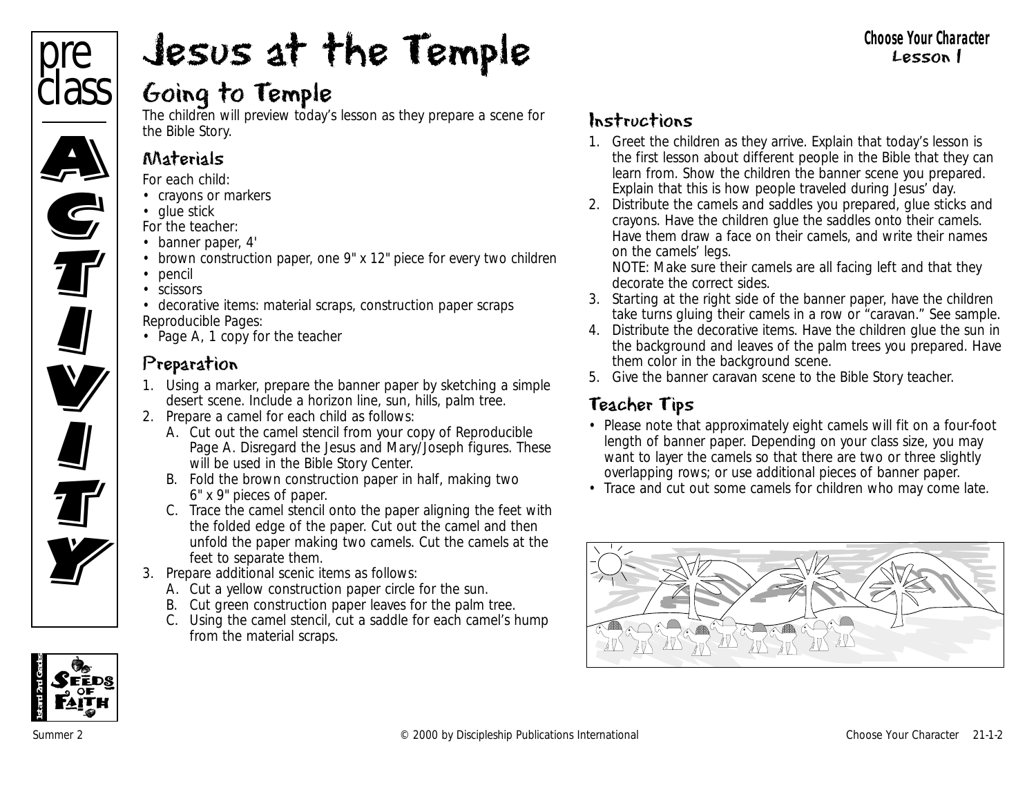# Jesus at the Temple

**Choose Your Character**
**Lesson 1**

pre class ACTIVITY

## Going to Temple

The children will preview today's lesson as they prepare a scene for the Bible Story.

### Materials

For each child:

- crayons or markers
- glue stick

For the teacher:

- banner paper, 4'
- brown construction paper, one 9" x 12" piece for every two children
- pencil
- scissors
- decorative items: material scraps, construction paper scraps

Reproducible Pages:

- Page A, 1 copy for the teacher

### Preparation

1. Using a marker, prepare the banner paper by sketching a simple desert scene. Include a horizon line, sun, hills, palm tree.
2. Prepare a camel for each child as follows:
   A. Cut out the camel stencil from your copy of Reproducible Page A. Disregard the Jesus and Mary/Joseph figures. These will be used in the Bible Story Center.
   B. Fold the brown construction paper in half, making two 6" x 9" pieces of paper.
   C. Trace the camel stencil onto the paper aligning the feet with the folded edge of the paper. Cut out the camel and then unfold the paper making two camels. Cut the camels at the feet to separate them.
3. Prepare additional scenic items as follows:
   A. Cut a yellow construction paper circle for the sun.
   B. Cut green construction paper leaves for the palm tree.
   C. Using the camel stencil, cut a saddle for each camel's hump from the material scraps.

### Instructions

1. Greet the children as they arrive. Explain that today's lesson is the first lesson about different people in the Bible that they can learn from. Show the children the banner scene you prepared. Explain that this is how people traveled during Jesus' day.
2. Distribute the camels and saddles you prepared, glue sticks and crayons. Have the children glue the saddles onto their camels. Have them draw a face on their camels, and write their names on the camels' legs.
   NOTE: Make sure their camels are all facing left and that they decorate the correct sides.
3. Starting at the right side of the banner paper, have the children take turns gluing their camels in a row or "caravan." See sample.
4. Distribute the decorative items. Have the children glue the sun in the background and leaves of the palm trees you prepared. Have them color in the background scene.
5. Give the banner caravan scene to the Bible Story teacher.

### Teacher Tips

- Please note that approximately eight camels will fit on a four-foot length of banner paper. Depending on your class size, you may want to layer the camels so that there are two or three slightly overlapping rows; or use additional pieces of banner paper.
- Trace and cut out some camels for children who may come late.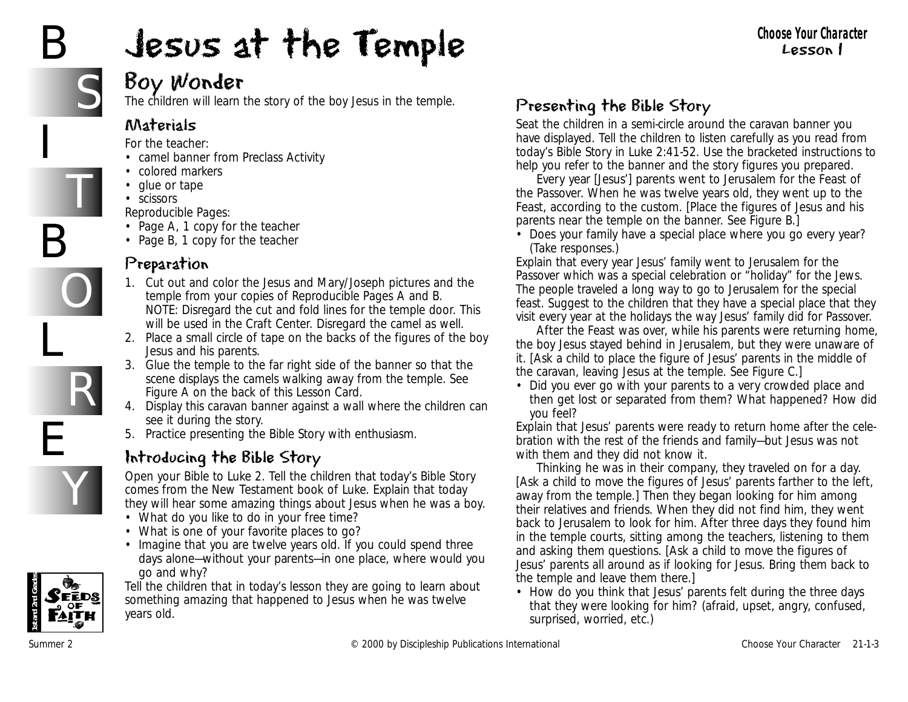# Jesus at the Temple

**Choose Your Character**
**Lesson 1**

## Boy Wonder

The children will learn the story of the boy Jesus in the temple.

### Materials

For the teacher:

- camel banner from Preclass Activity
- colored markers
- glue or tape
- scissors

Reproducible Pages:

- Page A, 1 copy for the teacher
- Page B, 1 copy for the teacher

### Preparation

1. Cut out and color the Jesus and Mary/Joseph pictures and the temple from your copies of Reproducible Pages A and B. NOTE: Disregard the cut and fold lines for the temple door. This will be used in the Craft Center. Disregard the camel as well.
2. Place a small circle of tape on the backs of the figures of the boy Jesus and his parents.
3. Glue the temple to the far right side of the banner so that the scene displays the camels walking away from the temple. See Figure A on the back of this Lesson Card.
4. Display this caravan banner against a wall where the children can see it during the story.
5. Practice presenting the Bible Story with enthusiasm.

### Introducing the Bible Story

Open your Bible to Luke 2. Tell the children that today's Bible Story comes from the New Testament book of Luke. Explain that today they will hear some amazing things about Jesus when he was a boy.

- What do you like to do in your free time?
- What is one of your favorite places to go?
- Imagine that you are twelve years old. If you could spend three days alone—without your parents—in one place, where would you go and why?

Tell the children that in today's lesson they are going to learn about something amazing that happened to Jesus when he was twelve years old.

### Presenting the Bible Story

Seat the children in a semi-circle around the caravan banner you have displayed. Tell the children to listen carefully as you read from today's Bible Story in Luke 2:41-52. Use the bracketed instructions to help you refer to the banner and the story figures you prepared.

Every year [Jesus'] parents went to Jerusalem for the Feast of the Passover. When he was twelve years old, they went up to the Feast, according to the custom. [Place the figures of Jesus and his parents near the temple on the banner. See Figure B.]

- Does your family have a special place where you go every year? (Take responses.)

Explain that every year Jesus' family went to Jerusalem for the Passover which was a special celebration or "holiday" for the Jews. The people traveled a long way to go to Jerusalem for the special feast. Suggest to the children that they have a special place that they visit every year at the holidays the way Jesus' family did for Passover.

After the Feast was over, while his parents were returning home, the boy Jesus stayed behind in Jerusalem, but they were unaware of it. [Ask a child to place the figure of Jesus' parents in the middle of the caravan, leaving Jesus at the temple. See Figure C.]

- Did you ever go with your parents to a very crowded place and then get lost or separated from them? What happened? How did you feel?

Explain that Jesus' parents were ready to return home after the celebration with the rest of the friends and family—but Jesus was not with them and they did not know it.

Thinking he was in their company, they traveled on for a day. [Ask a child to move the figures of Jesus' parents farther to the left, away from the temple.] Then they began looking for him among their relatives and friends. When they did not find him, they went back to Jerusalem to look for him. After three days they found him in the temple courts, sitting among the teachers, listening to them and asking them questions. [Ask a child to move the figures of Jesus' parents all around as if looking for Jesus. Bring them back to the temple and leave them there.]

- How do you think that Jesus' parents felt during the three days that they were looking for him? (afraid, upset, angry, confused, surprised, worried, etc.)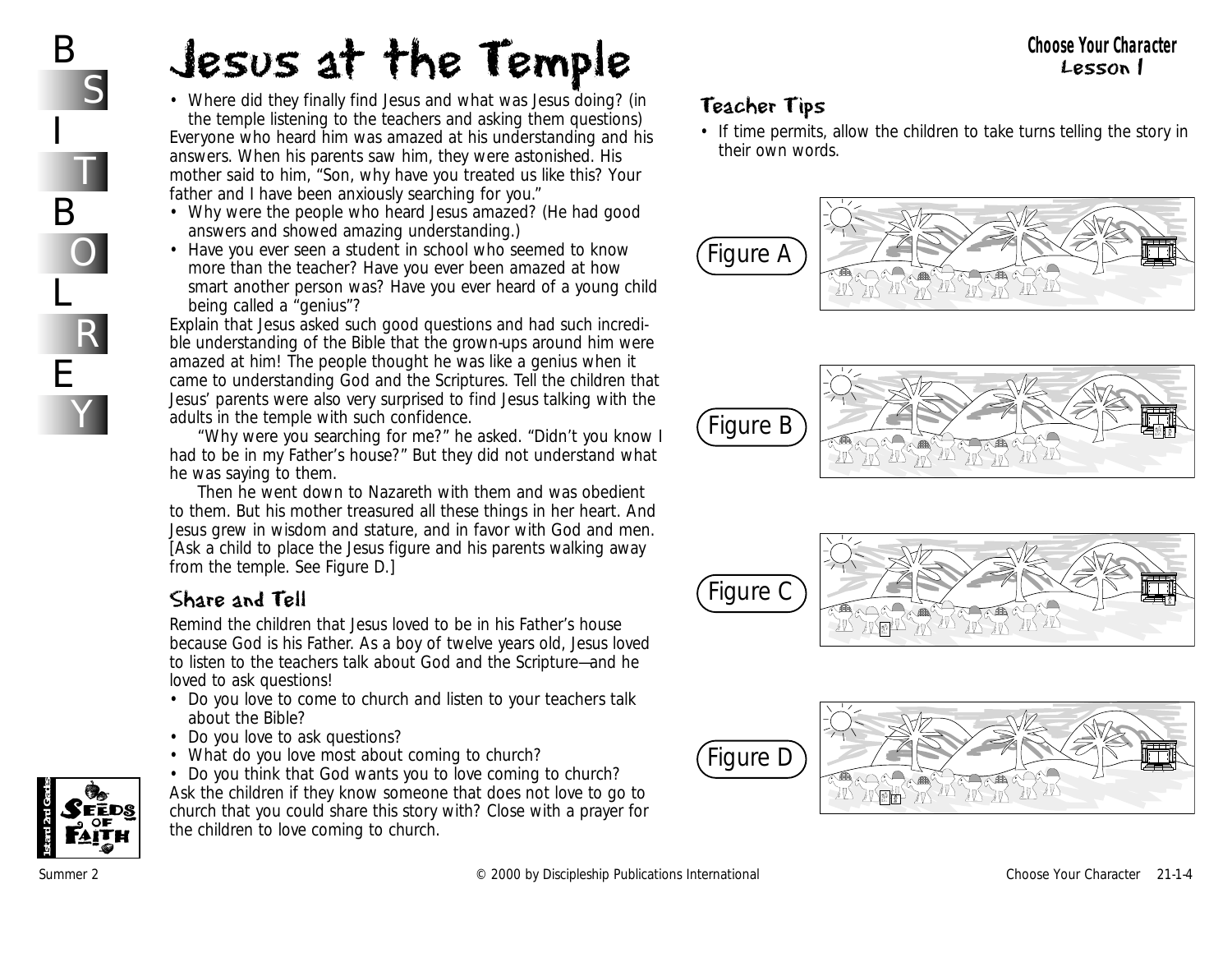# Jesus at the Temple

- Where did they finally find Jesus and what was Jesus doing? (in the temple listening to the teachers and asking them questions)

Everyone who heard him was amazed at his understanding and his answers. When his parents saw him, they were astonished. His mother said to him, "Son, why have you treated us like this? Your father and I have been anxiously searching for you."

- Why were the people who heard Jesus amazed? (He had good answers and showed amazing understanding.)
- Have you ever seen a student in school who seemed to know more than the teacher? Have you ever been amazed at how smart another person was? Have you ever heard of a young child being called a "genius"?

Explain that Jesus asked such good questions and had such incredible understanding of the Bible that the grown-ups around him were amazed at him! The people thought he was like a genius when it came to understanding God and the Scriptures. Tell the children that Jesus' parents were also very surprised to find Jesus talking with the adults in the temple with such confidence.

"Why were you searching for me?" he asked. "Didn't you know I had to be in my Father's house?" But they did not understand what he was saying to them.

Then he went down to Nazareth with them and was obedient to them. But his mother treasured all these things in her heart. And Jesus grew in wisdom and stature, and in favor with God and men. [Ask a child to place the Jesus figure and his parents walking away from the temple. See Figure D.]

## Share and Tell

Remind the children that Jesus loved to be in his Father's house because God is his Father. As a boy of twelve years old, Jesus loved to listen to the teachers talk about God and the Scripture—and he loved to ask questions!

- Do you love to come to church and listen to your teachers talk about the Bible?
- Do you love to ask questions?
- What do you love most about coming to church?
- Do you think that God wants you to love coming to church?

Ask the children if they know someone that does not love to go to church that you could share this story with? Close with a prayer for the children to love coming to church.

## Teacher Tips

- If time permits, allow the children to take turns telling the story in their own words.

Figure A

Figure B

Figure C

Figure D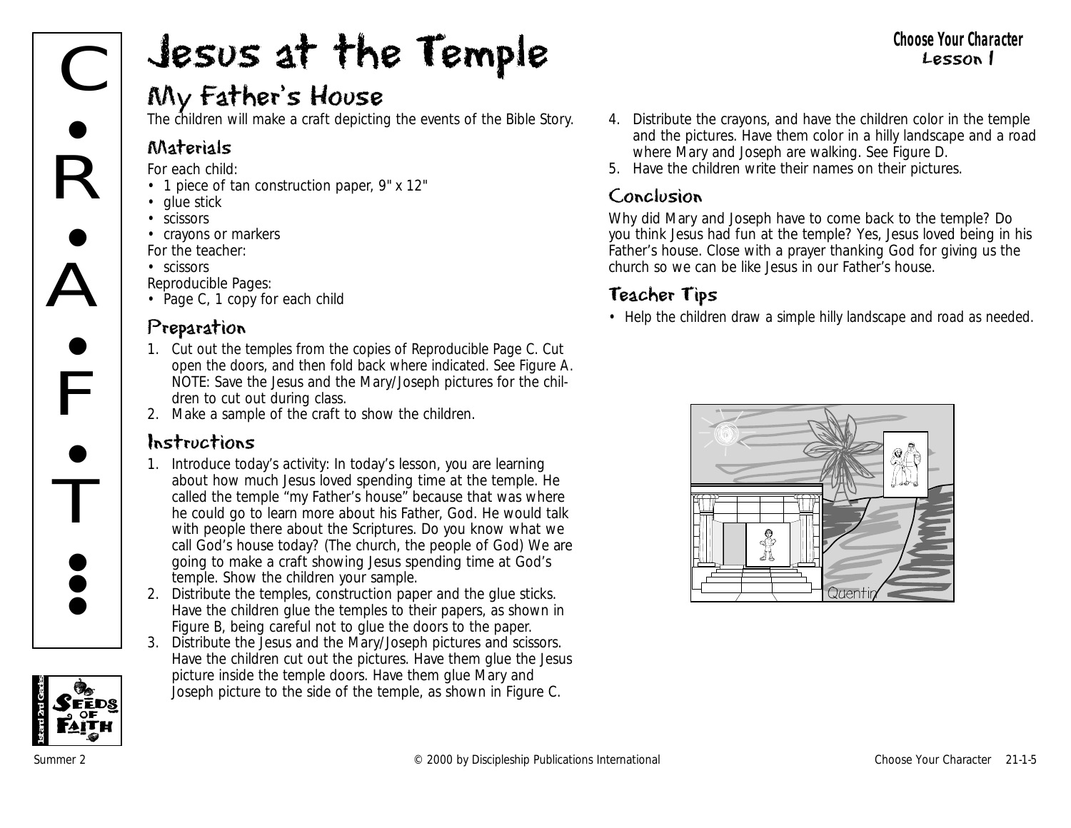# Jesus at the Temple

**Choose Your Character**
**Lesson 1**

## My Father's House

The children will make a craft depicting the events of the Bible Story.

### Materials

For each child:

- 1 piece of tan construction paper, 9" x 12"
- glue stick
- scissors
- crayons or markers

For the teacher:

- scissors

Reproducible Pages:

- Page C, 1 copy for each child

### Preparation

1. Cut out the temples from the copies of Reproducible Page C. Cut open the doors, and then fold back where indicated. See Figure A. NOTE: Save the Jesus and the Mary/Joseph pictures for the children to cut out during class.
2. Make a sample of the craft to show the children.

### Instructions

1. Introduce today's activity: In today's lesson, you are learning about how much Jesus loved spending time at the temple. He called the temple "my Father's house" because that was where he could go to learn more about his Father, God. He would talk with people there about the Scriptures. Do you know what we call God's house today? (The church, the people of God) We are going to make a craft showing Jesus spending time at God's temple. Show the children your sample.
2. Distribute the temples, construction paper and the glue sticks. Have the children glue the temples to their papers, as shown in Figure B, being careful not to glue the doors to the paper.
3. Distribute the Jesus and the Mary/Joseph pictures and scissors. Have the children cut out the pictures. Have them glue the Jesus picture inside the temple doors. Have them glue Mary and Joseph picture to the side of the temple, as shown in Figure C.
4. Distribute the crayons, and have the children color in the temple and the pictures. Have them color in a hilly landscape and a road where Mary and Joseph are walking. See Figure D.
5. Have the children write their names on their pictures.

### Conclusion

Why did Mary and Joseph have to come back to the temple? Do you think Jesus had fun at the temple? Yes, Jesus loved being in his Father's house. Close with a prayer thanking God for giving us the church so we can be like Jesus in our Father's house.

### Teacher Tips

- Help the children draw a simple hilly landscape and road as needed.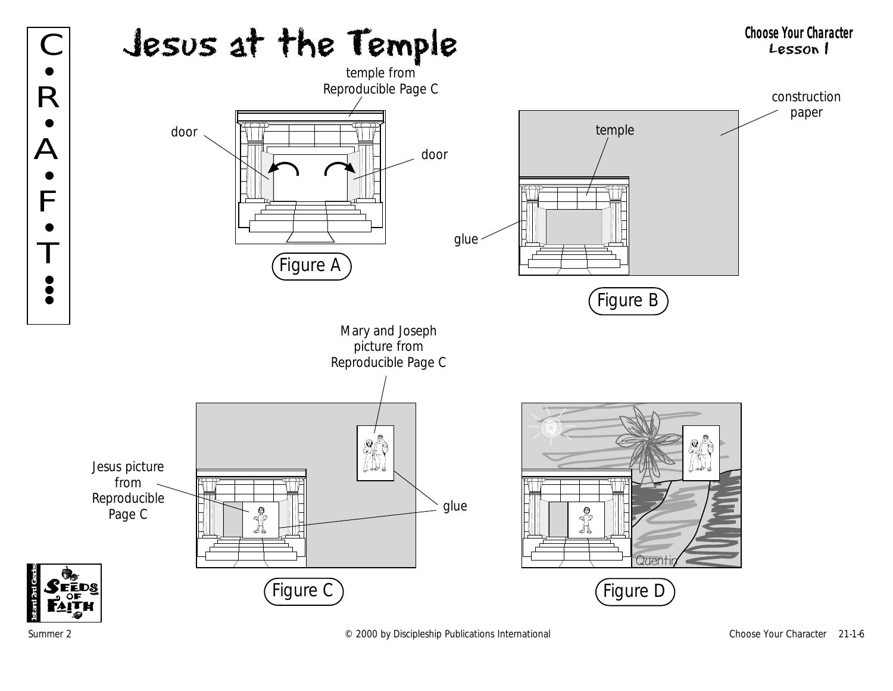# Jesus at the Temple

**Choose Your Character**
**Lesson 1**

C•R•A•F•T

temple from Reproducible Page C

door

door

Figure A

construction paper

temple

glue

Figure B

Mary and Joseph picture from Reproducible Page C

Jesus picture from Reproducible Page C

glue

Figure C

Quentin

Figure D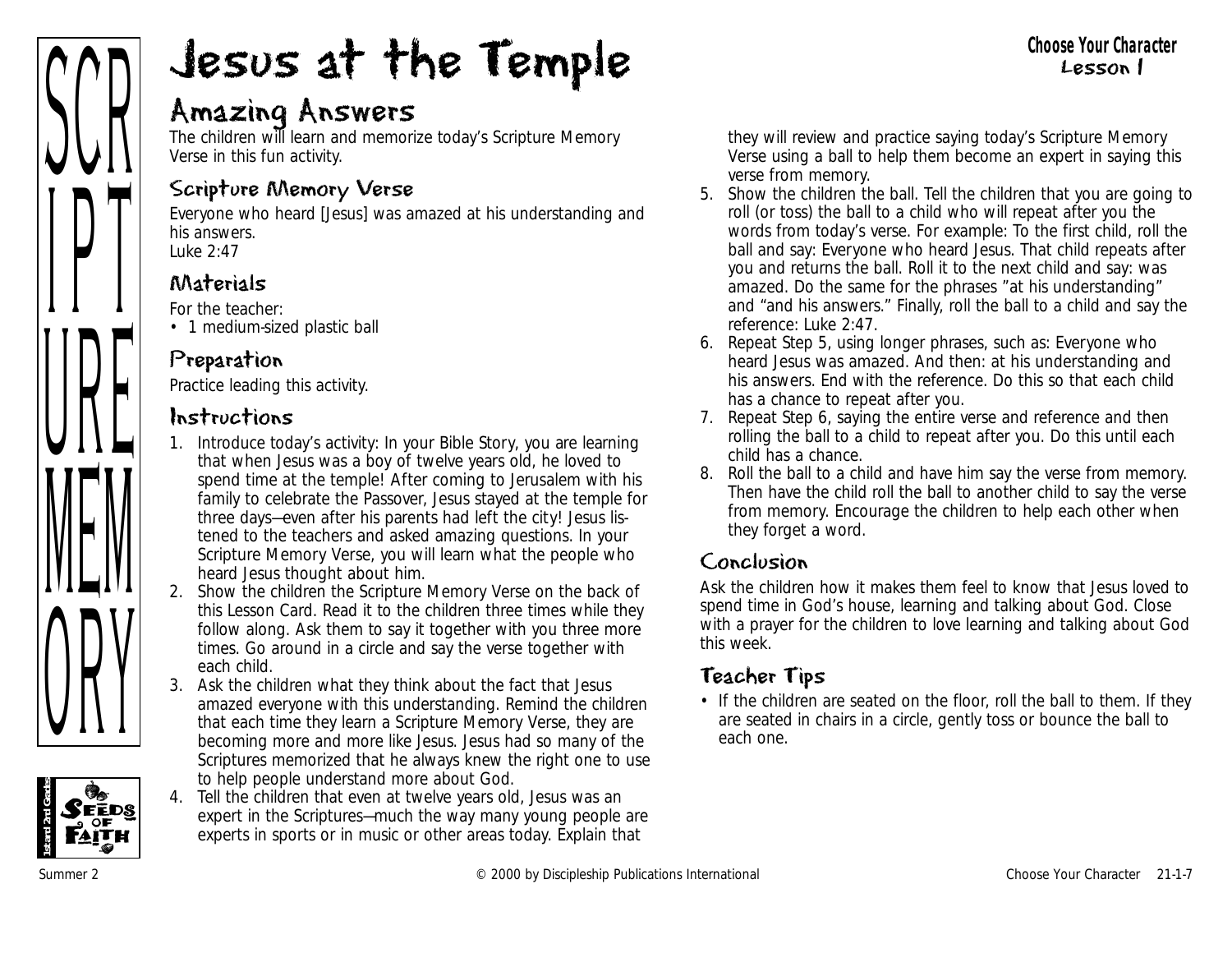# Jesus at the Temple

## Amazing Answers

The children will learn and memorize today's Scripture Memory Verse in this fun activity.

### Scripture Memory Verse

Everyone who heard [Jesus] was amazed at his understanding and his answers.
Luke 2:47

### Materials

For the teacher:
- 1 medium-sized plastic ball

### Preparation

Practice leading this activity.

### Instructions

1. Introduce today's activity: In your Bible Story, you are learning that when Jesus was a boy of twelve years old, he loved to spend time at the temple! After coming to Jerusalem with his family to celebrate the Passover, Jesus stayed at the temple for three days—even after his parents had left the city! Jesus listened to the teachers and asked amazing questions. In your Scripture Memory Verse, you will learn what the people who heard Jesus thought about him.
2. Show the children the Scripture Memory Verse on the back of this Lesson Card. Read it to the children three times while they follow along. Ask them to say it together with you three more times. Go around in a circle and say the verse together with each child.
3. Ask the children what they think about the fact that Jesus amazed everyone with this understanding. Remind the children that each time they learn a Scripture Memory Verse, they are becoming more and more like Jesus. Jesus had so many of the Scriptures memorized that he always knew the right one to use to help people understand more about God.
4. Tell the children that even at twelve years old, Jesus was an expert in the Scriptures—much the way many young people are experts in sports or in music or other areas today. Explain that they will review and practice saying today's Scripture Memory Verse using a ball to help them become an expert in saying this verse from memory.
5. Show the children the ball. Tell the children that you are going to roll (or toss) the ball to a child who will repeat after you the words from today's verse. For example: To the first child, roll the ball and say: Everyone who heard Jesus. That child repeats after you and returns the ball. Roll it to the next child and say: was amazed. Do the same for the phrases "at his understanding" and "and his answers." Finally, roll the ball to a child and say the reference: Luke 2:47.
6. Repeat Step 5, using longer phrases, such as: Everyone who heard Jesus was amazed. And then: at his understanding and his answers. End with the reference. Do this so that each child has a chance to repeat after you.
7. Repeat Step 6, saying the entire verse and reference and then rolling the ball to a child to repeat after you. Do this until each child has a chance.
8. Roll the ball to a child and have him say the verse from memory. Then have the child roll the ball to another child to say the verse from memory. Encourage the children to help each other when they forget a word.

### Conclusion

Ask the children how it makes them feel to know that Jesus loved to spend time in God's house, learning and talking about God. Close with a prayer for the children to love learning and talking about God this week.

### Teacher Tips

- If the children are seated on the floor, roll the ball to them. If they are seated in chairs in a circle, gently toss or bounce the ball to each one.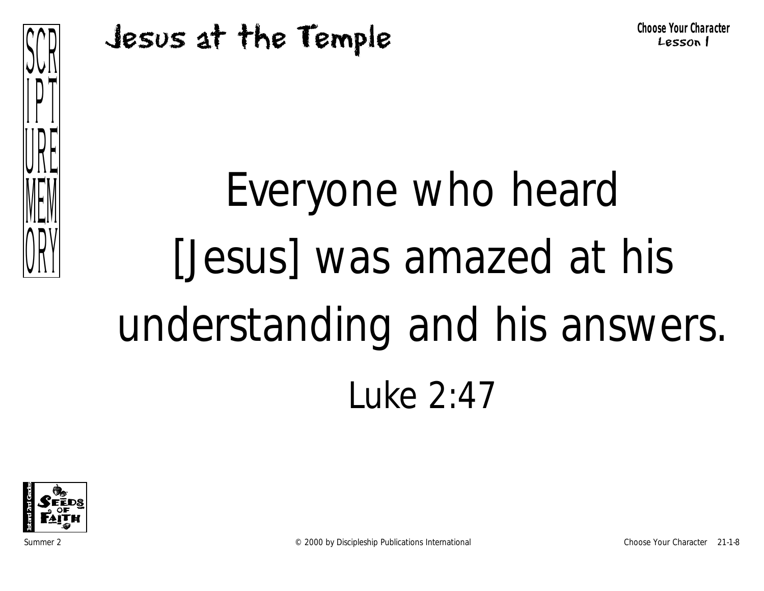# Jesus at the Temple

**Choose Your Character**
**Lesson 1**

SCRIPTURE MEMORY

Everyone who heard [Jesus] was amazed at his understanding and his answers.

Luke 2:47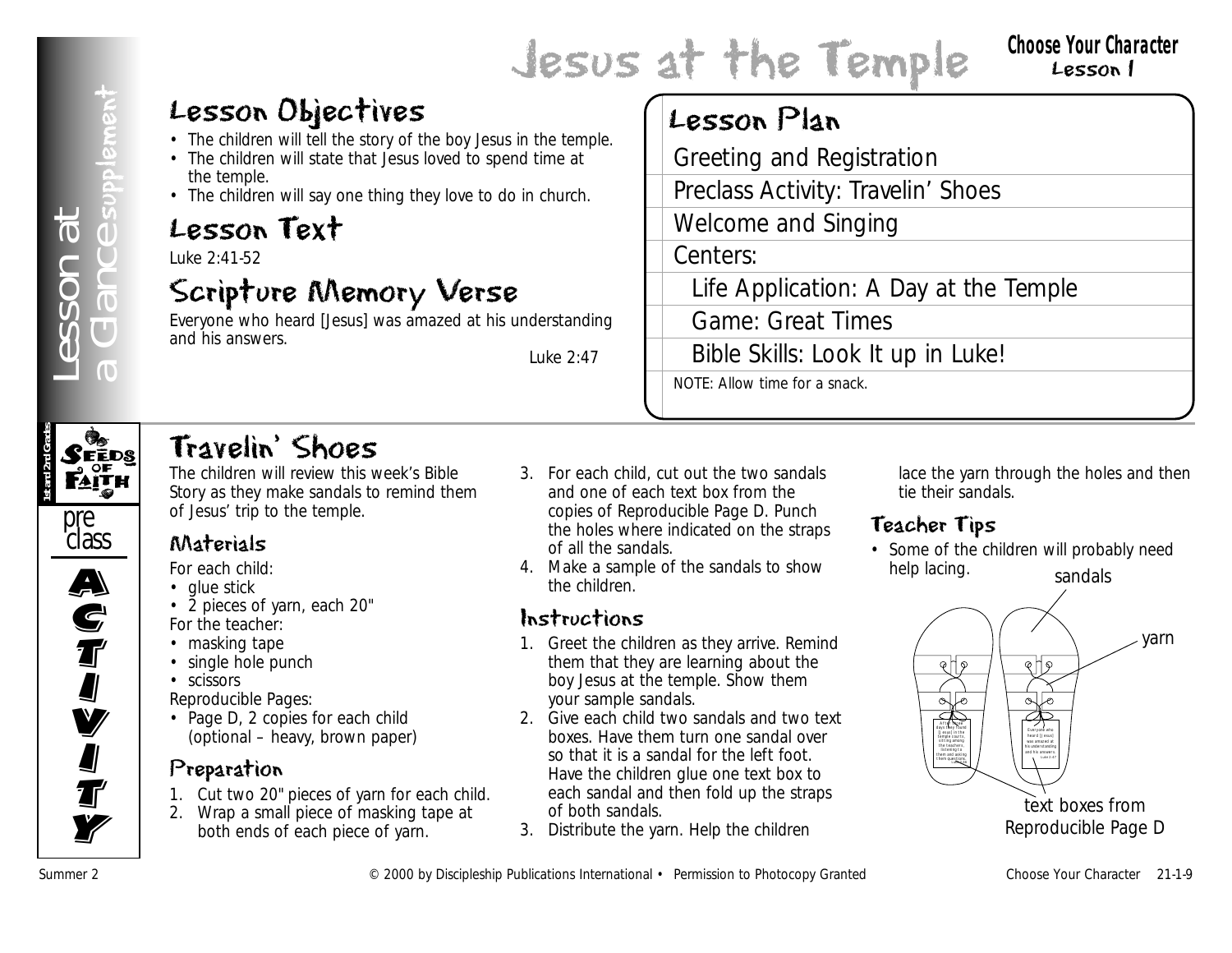# Jesus at the Temple

**Choose Your Character**
Lesson 1

Lesson at a Glance supplement

## Lesson Objectives

- The children will tell the story of the boy Jesus in the temple.
- The children will state that Jesus loved to spend time at the temple.
- The children will say one thing they love to do in church.

## Lesson Text

Luke 2:41-52

## Scripture Memory Verse

Everyone who heard [Jesus] was amazed at his understanding and his answers.

Luke 2:47

## Lesson Plan

- Greeting and Registration
- Preclass Activity: Travelin' Shoes
- Welcome and Singing
- Centers:
  - Life Application: A Day at the Temple
  - Game: Great Times
  - Bible Skills: Look It up in Luke!

NOTE: Allow time for a snack.

Seeds of Faith — 1st and 2nd Grades

preclass ACTIVITY

## Travelin' Shoes

The children will review this week's Bible Story as they make sandals to remind them of Jesus' trip to the temple.

### Materials

For each child:
- glue stick
- 2 pieces of yarn, each 20"

For the teacher:
- masking tape
- single hole punch
- scissors

Reproducible Pages:
- Page D, 2 copies for each child (optional – heavy, brown paper)

### Preparation

1. Cut two 20" pieces of yarn for each child.
2. Wrap a small piece of masking tape at both ends of each piece of yarn.
3. For each child, cut out the two sandals and one of each text box from the copies of Reproducible Page D. Punch the holes where indicated on the straps of all the sandals.
4. Make a sample of the sandals to show the children.

### Instructions

1. Greet the children as they arrive. Remind them that they are learning about the boy Jesus at the temple. Show them your sample sandals.
2. Give each child two sandals and two text boxes. Have them turn one sandal over so that it is a sandal for the left foot. Have the children glue one text box to each sandal and then fold up the straps of both sandals.
3. Distribute the yarn. Help the children lace the yarn through the holes and then tie their sandals.

### Teacher Tips

- Some of the children will probably need help lacing.

sandals

yarn

text boxes from Reproducible Page D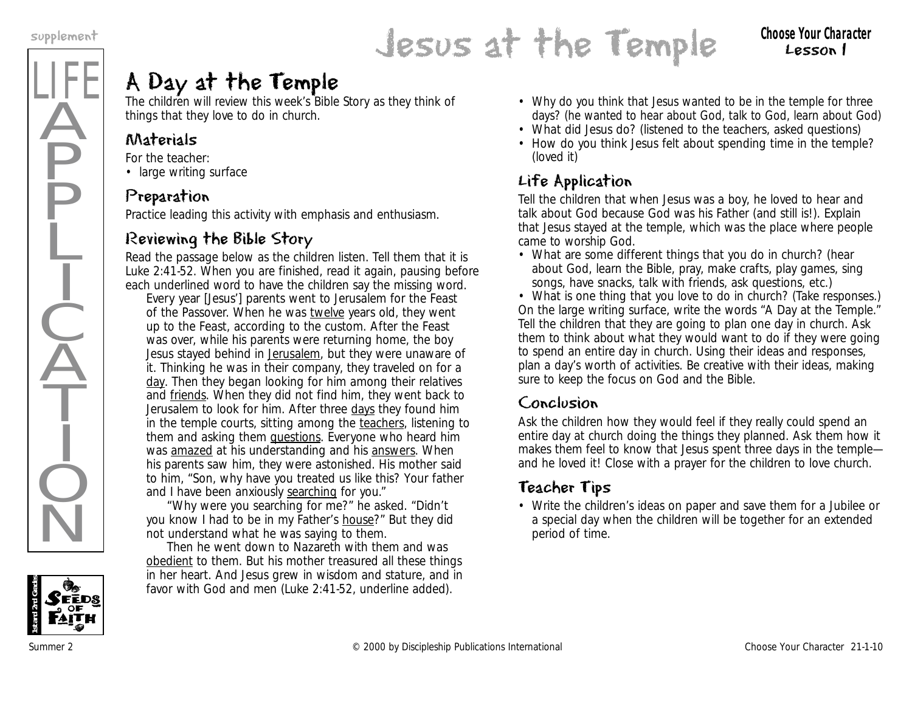# A Day at the Temple

The children will review this week's Bible Story as they think of things that they love to do in church.

## Materials

For the teacher:

- large writing surface

## Preparation

Practice leading this activity with emphasis and enthusiasm.

## Reviewing the Bible Story

Read the passage below as the children listen. Tell them that it is Luke 2:41-52. When you are finished, read it again, pausing before each underlined word to have the children say the missing word.

> Every year [Jesus'] parents went to Jerusalem for the Feast of the Passover. When he was <u>twelve</u> years old, they went up to the Feast, according to the custom. After the Feast was over, while his parents were returning home, the boy Jesus stayed behind in <u>Jerusalem</u>, but they were unaware of it. Thinking he was in their company, they traveled on for a <u>day</u>. Then they began looking for him among their relatives and <u>friends</u>. When they did not find him, they went back to Jerusalem to look for him. After three <u>days</u> they found him in the temple courts, sitting among the <u>teachers</u>, listening to them and asking them <u>questions</u>. Everyone who heard him was <u>amazed</u> at his understanding and his <u>answers</u>. When his parents saw him, they were astonished. His mother said to him, "Son, why have you treated us like this? Your father and I have been anxiously <u>searching</u> for you."
>
> "Why were you searching for me?" he asked. "Didn't you know I had to be in my Father's <u>house</u>?" But they did not understand what he was saying to them.
>
> Then he went down to Nazareth with them and was <u>obedient</u> to them. But his mother treasured all these things in her heart. And Jesus grew in wisdom and stature, and in favor with God and men (Luke 2:41-52, underline added).

- Why do you think that Jesus wanted to be in the temple for three days? (he wanted to hear about God, talk to God, learn about God)
- What did Jesus do? (listened to the teachers, asked questions)
- How do you think Jesus felt about spending time in the temple? (loved it)

## Life Application

Tell the children that when Jesus was a boy, he loved to hear and talk about God because God was his Father (and still is!). Explain that Jesus stayed at the temple, which was the place where people came to worship God.

- What are some different things that you do in church? (hear about God, learn the Bible, pray, make crafts, play games, sing songs, have snacks, talk with friends, ask questions, etc.)
- What is one thing that you love to do in church? (Take responses.)

On the large writing surface, write the words "A Day at the Temple." Tell the children that they are going to plan one day in church. Ask them to think about what they would want to do if they were going to spend an entire day in church. Using their ideas and responses, plan a day's worth of activities. Be creative with their ideas, making sure to keep the focus on God and the Bible.

## Conclusion

Ask the children how they would feel if they really could spend an entire day at church doing the things they planned. Ask them how it makes them feel to know that Jesus spent three days in the temple—and he loved it! Close with a prayer for the children to love church.

## Teacher Tips

- Write the children's ideas on paper and save them for a Jubilee or a special day when the children will be together for an extended period of time.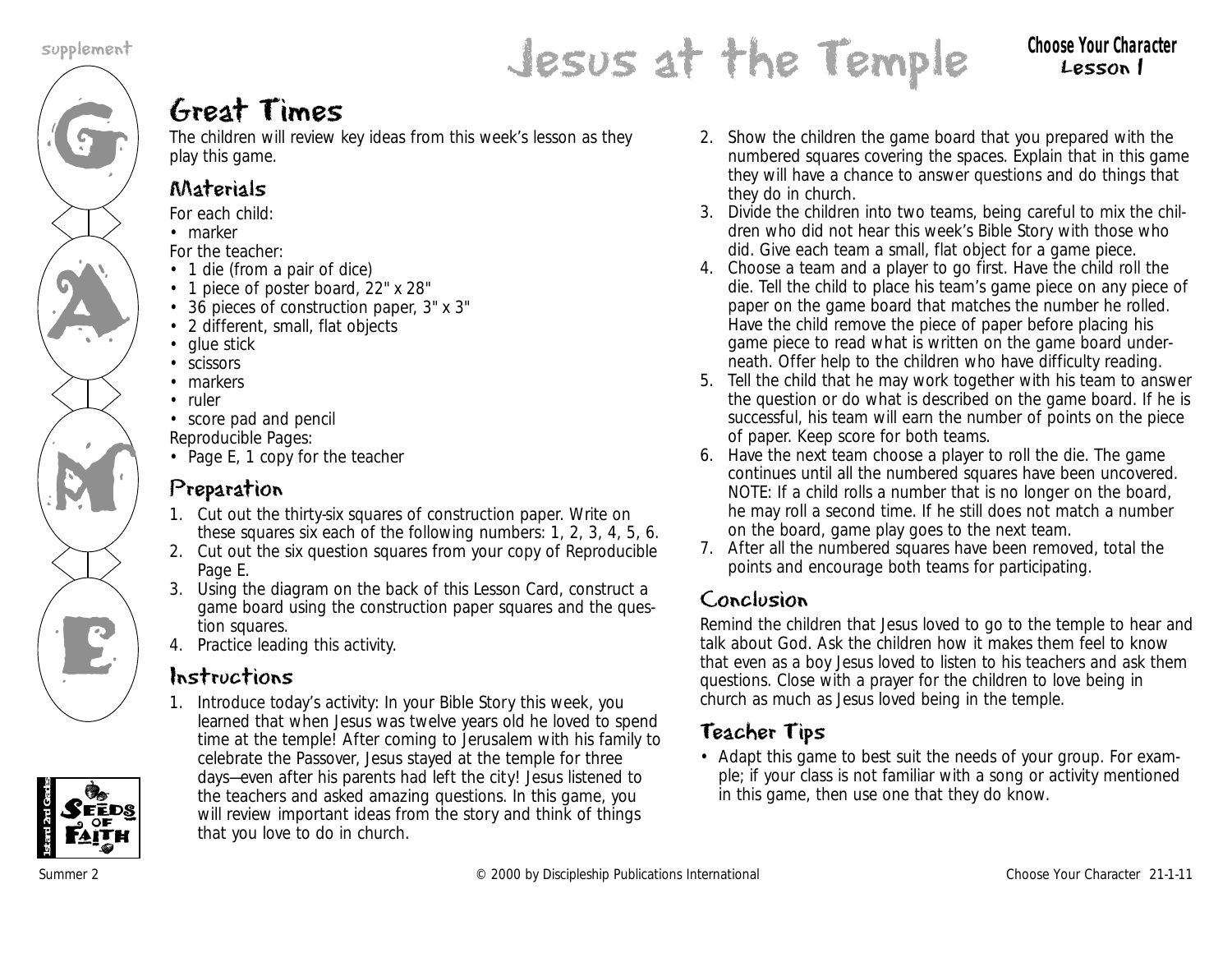# Jesus at the Temple

**Choose Your Character**
**Lesson 1**

## Great Times

The children will review key ideas from this week's lesson as they play this game.

### Materials

For each child:

- marker

For the teacher:

- 1 die (from a pair of dice)
- 1 piece of poster board, 22" x 28"
- 36 pieces of construction paper, 3" x 3"
- 2 different, small, flat objects
- glue stick
- scissors
- markers
- ruler
- score pad and pencil

Reproducible Pages:

- Page E, 1 copy for the teacher

### Preparation

1. Cut out the thirty-six squares of construction paper. Write on these squares six each of the following numbers: 1, 2, 3, 4, 5, 6.
2. Cut out the six question squares from your copy of Reproducible Page E.
3. Using the diagram on the back of this Lesson Card, construct a game board using the construction paper squares and the question squares.
4. Practice leading this activity.

### Instructions

1. Introduce today's activity: In your Bible Story this week, you learned that when Jesus was twelve years old he loved to spend time at the temple! After coming to Jerusalem with his family to celebrate the Passover, Jesus stayed at the temple for three days—even after his parents had left the city! Jesus listened to the teachers and asked amazing questions. In this game, you will review important ideas from the story and think of things that you love to do in church.
2. Show the children the game board that you prepared with the numbered squares covering the spaces. Explain that in this game they will have a chance to answer questions and do things that they do in church.
3. Divide the children into two teams, being careful to mix the children who did not hear this week's Bible Story with those who did. Give each team a small, flat object for a game piece.
4. Choose a team and a player to go first. Have the child roll the die. Tell the child to place his team's game piece on any piece of paper on the game board that matches the number he rolled. Have the child remove the piece of paper before placing his game piece to read what is written on the game board underneath. Offer help to the children who have difficulty reading.
5. Tell the child that he may work together with his team to answer the question or do what is described on the game board. If he is successful, his team will earn the number of points on the piece of paper. Keep score for both teams.
6. Have the next team choose a player to roll the die. The game continues until all the numbered squares have been uncovered. NOTE: If a child rolls a number that is no longer on the board, he may roll a second time. If he still does not match a number on the board, game play goes to the next team.
7. After all the numbered squares have been removed, total the points and encourage both teams for participating.

### Conclusion

Remind the children that Jesus loved to go to the temple to hear and talk about God. Ask the children how it makes them feel to know that even as a boy Jesus loved to listen to his teachers and ask them questions. Close with a prayer for the children to love being in church as much as Jesus loved being in the temple.

### Teacher Tips

- Adapt this game to best suit the needs of your group. For example; if your class is not familiar with a song or activity mentioned in this game, then use one that they do know.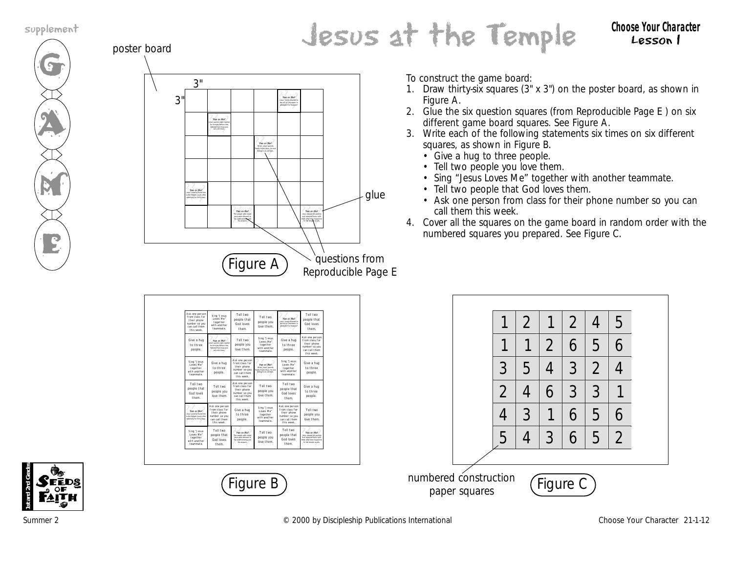supplement

# Jesus at the Temple

**Choose Your Character**
**Lesson 1**

poster board

3"

3"

glue

Figure A

questions from Reproducible Page E

To construct the game board:

1. Draw thirty-six squares (3" x 3") on the poster board, as shown in Figure A.
2. Glue the six question squares (from Reproducible Page E ) on six different game board squares. See Figure A.
3. Write each of the following statements six times on six different squares, as shown in Figure B.
   - Give a hug to three people.
   - Tell two people you love them.
   - Sing "Jesus Loves Me" together with another teammate.
   - Tell two people that God loves them.
   - Ask one person from class for their phone number so you can call them this week.
4. Cover all the squares on the game board in random order with the numbered squares you prepared. See Figure C.

| Ask one person from class for their phone number so you can call them this week. | Sing "Jesus Loves Me" together with another teammate. | Tell two people that God loves them. | Tell two people you love them. | Yes or No? | Tell two people that God loves them. |
|---|---|---|---|---|---|
| Give a hug to three people. | Yes or No? | Tell two people you love them. | Sing "Jesus Loves Me" together with another teammate. | Give a hug to three people. | Ask one person from class for their phone number so you can call them this week. |
| Sing "Jesus Loves Me" together with another teammate. | Give a hug to three people. | Ask one person from class for their phone number so you can call them this week. | Yes or No? | Sing "Jesus Loves Me" together with another teammate. | Give a hug to three people. |
| Tell two people that God loves them. | Tell two people you love them. | Ask one person from class for their phone number so you can call them this week. | Tell two people you love them. | Tell two people that God loves them. | Give a hug to three people. |
| Yes or No? | Ask one person from class for their phone number so you can call them this week. | Give a hug to three people. | Sing "Jesus Loves Me" together with another teammate. | Ask one person from class for their phone number so you can call them this week. | Tell two people you love them. |
| Sing "Jesus Loves Me" together with another teammate. | Tell two people that God loves them. | Yes or No? | Tell two people you love them. | Tell two people that God loves them. | Yes or No? |

Figure B

| 1 | 2 | 1 | 2 | 4 | 5 |
|---|---|---|---|---|---|
| 1 | 1 | 2 | 6 | 5 | 6 |
| 3 | 5 | 4 | 3 | 2 | 4 |
| 2 | 4 | 6 | 3 | 3 | 1 |
| 4 | 3 | 1 | 6 | 5 | 6 |
| 5 | 4 | 3 | 6 | 5 | 2 |

numbered construction paper squares

Figure C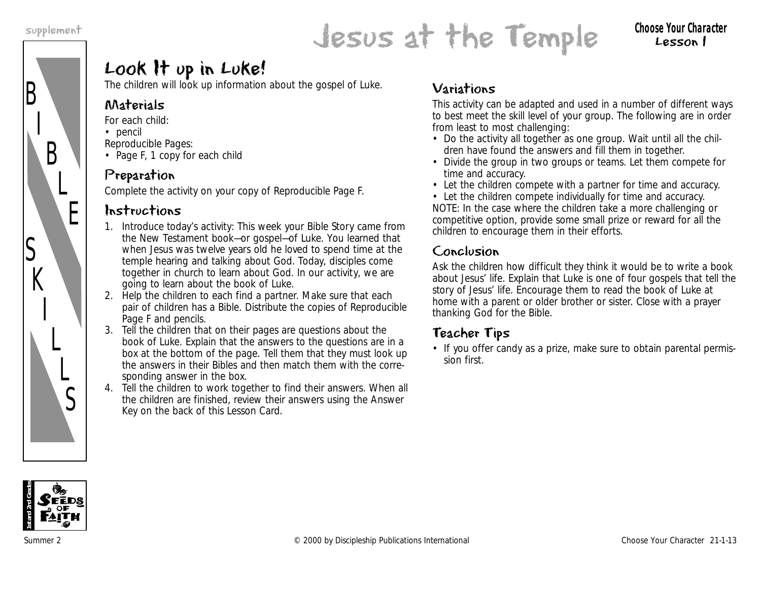# Jesus at the Temple

**Choose Your Character**
**Lesson 1**

supplement

BIBLE SKILLS

## Look It up in Luke!

The children will look up information about the gospel of Luke.

### Materials

For each child:
- pencil

Reproducible Pages:
- Page F, 1 copy for each child

### Preparation

Complete the activity on your copy of Reproducible Page F.

### Instructions

1. Introduce today's activity: This week your Bible Story came from the New Testament book—or gospel—of Luke. You learned that when Jesus was twelve years old he loved to spend time at the temple hearing and talking about God. Today, disciples come together in church to learn about God. In our activity, we are going to learn about the book of Luke.
2. Help the children to each find a partner. Make sure that each pair of children has a Bible. Distribute the copies of Reproducible Page F and pencils.
3. Tell the children that on their pages are questions about the book of Luke. Explain that the answers to the questions are in a box at the bottom of the page. Tell them that they must look up the answers in their Bibles and then match them with the corresponding answer in the box.
4. Tell the children to work together to find their answers. When all the children are finished, review their answers using the Answer Key on the back of this Lesson Card.

### Variations

This activity can be adapted and used in a number of different ways to best meet the skill level of your group. The following are in order from least to most challenging:

- Do the activity all together as one group. Wait until all the children have found the answers and fill them in together.
- Divide the group in two groups or teams. Let them compete for time and accuracy.
- Let the children compete with a partner for time and accuracy.
- Let the children compete individually for time and accuracy.

NOTE: In the case where the children take a more challenging or competitive option, provide some small prize or reward for all the children to encourage them in their efforts.

### Conclusion

Ask the children how difficult they think it would be to write a book about Jesus' life. Explain that Luke is one of four gospels that tell the story of Jesus' life. Encourage them to read the book of Luke at home with a parent or older brother or sister. Close with a prayer thanking God for the Bible.

### Teacher Tips

- If you offer candy as a prize, make sure to obtain parental permission first.

1st and 2nd Grades — Seeds of Faith

Summer 2 © 2000 by Discipleship Publications International Choose Your Character 21-1-13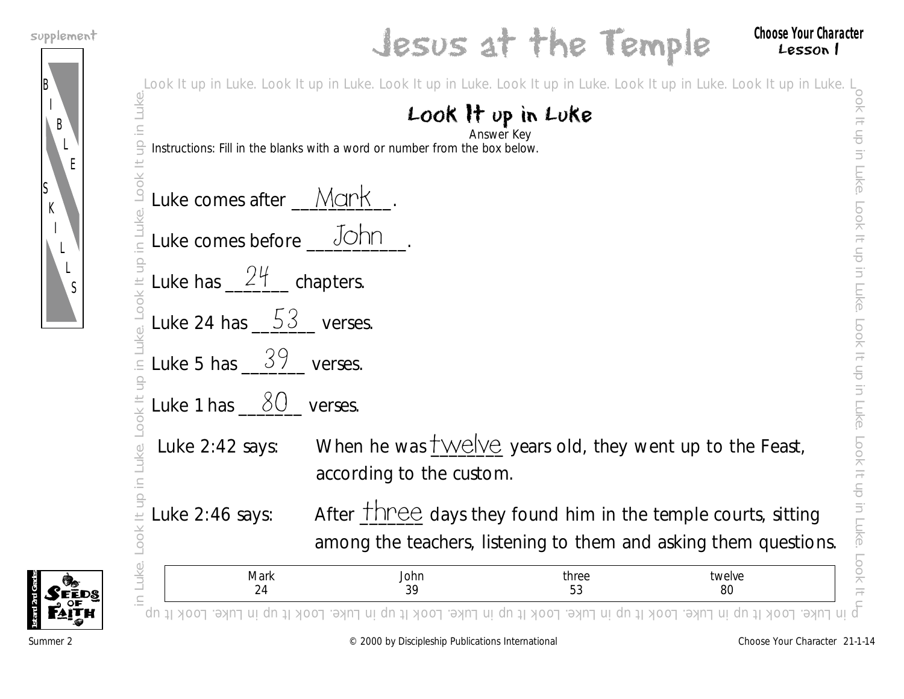# Jesus at the Temple

**Choose Your Character**
**Lesson 1**

## Look It up in Luke

Answer Key

Instructions: Fill in the blanks with a word or number from the box below.

Luke comes after \_\_Mark\_\_.

Luke comes before \_\_John\_\_.

Luke has \_\_24\_\_ chapters.

Luke 24 has \_\_53\_\_ verses.

Luke 5 has \_\_39\_\_ verses.

Luke 1 has \_\_80\_\_ verses.

Luke 2:42 says: When he was twelve years old, they went up to the Feast, according to the custom.

Luke 2:46 says: After three days they found him in the temple courts, sitting among the teachers, listening to them and asking them questions.

| Mark | John | three | twelve |
|---|---|---|---|
| 24 | 39 | 53 | 80 |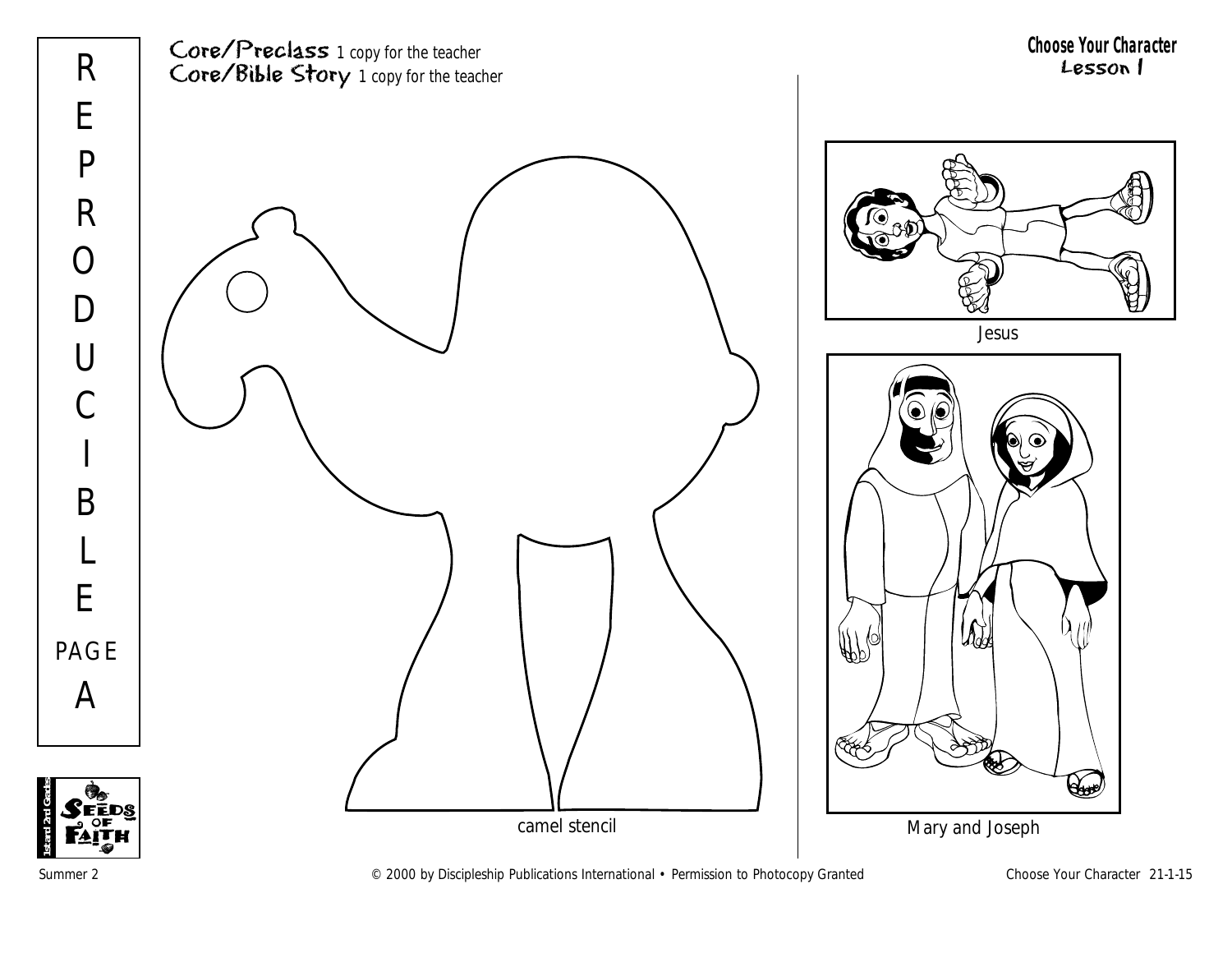REPRODUCIBLE PAGE A

Core/Preclass 1 copy for the teacher
Core/Bible Story 1 copy for the teacher

**Choose Your Character**
**Lesson 1**

camel stencil

Jesus

Mary and Joseph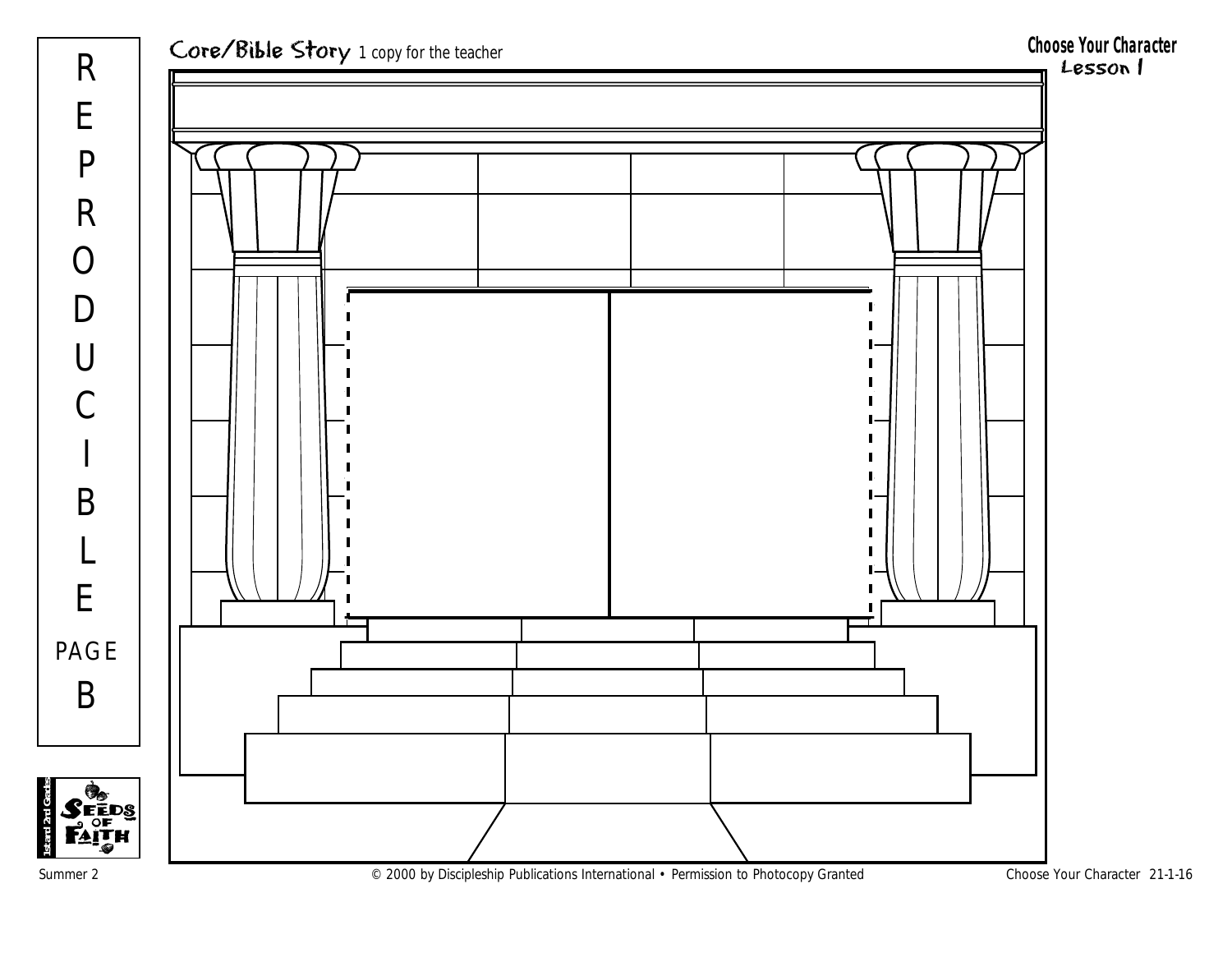REPRODUCIBLE PAGE B

Core/Bible Story 1 copy for the teacher

**Choose Your Character**
**Lesson 1**

Summer 2

© 2000 by Discipleship Publications International • Permission to Photocopy Granted

Choose Your Character 21-1-16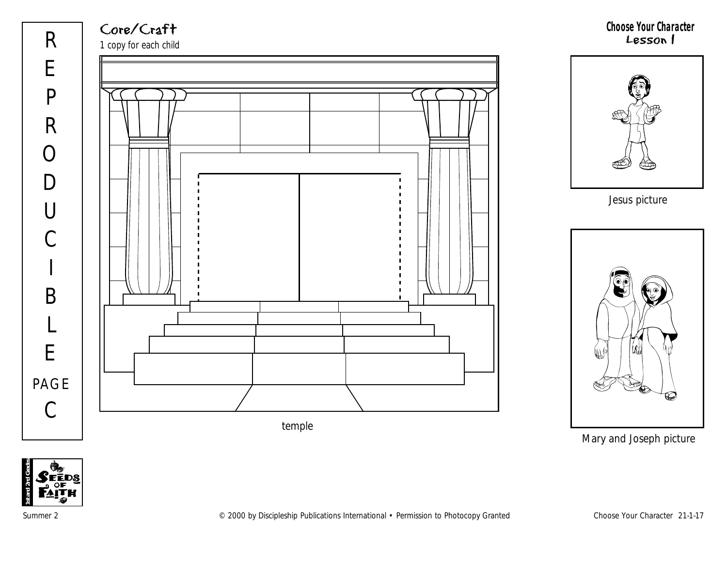REPRODUCIBLE PAGE C

## Core/Craft

*1 copy for each child*

**Choose Your Character**
**Lesson 1**

temple

Jesus picture

Mary and Joseph picture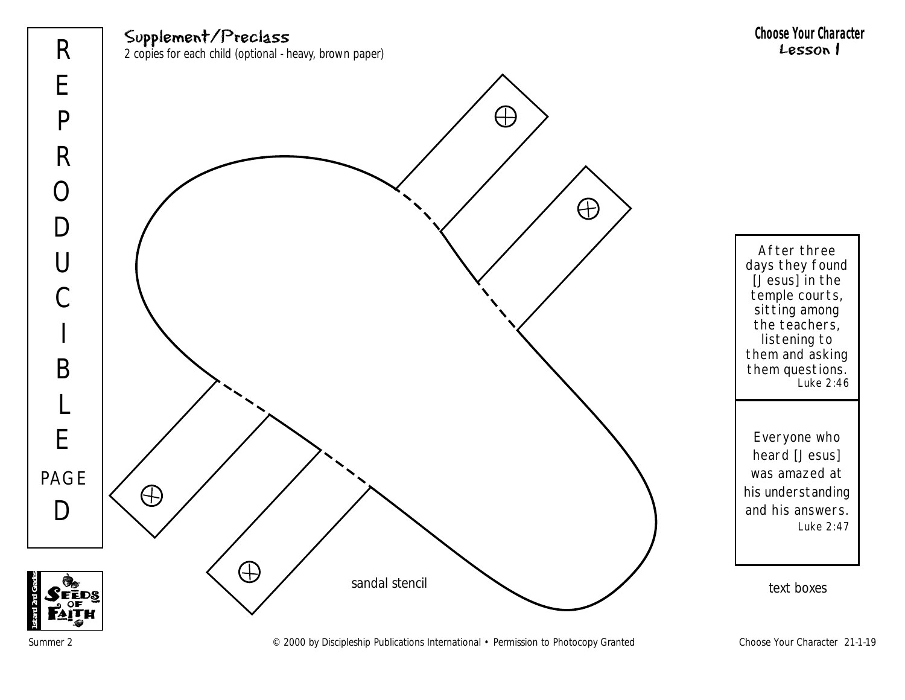REPRODUCIBLE PAGE D

## Supplement/Preclass

2 copies for each child (optional - heavy, brown paper)

**Choose Your Character**
**Lesson 1**

sandal stencil

After three days they found [Jesus] in the temple courts, sitting among the teachers, listening to them and asking them questions.
Luke 2:46

Everyone who heard [Jesus] was amazed at his understanding and his answers.
Luke 2:47

text boxes

Summer 2 © 2000 by Discipleship Publications International • Permission to Photocopy Granted Choose Your Character 21-1-19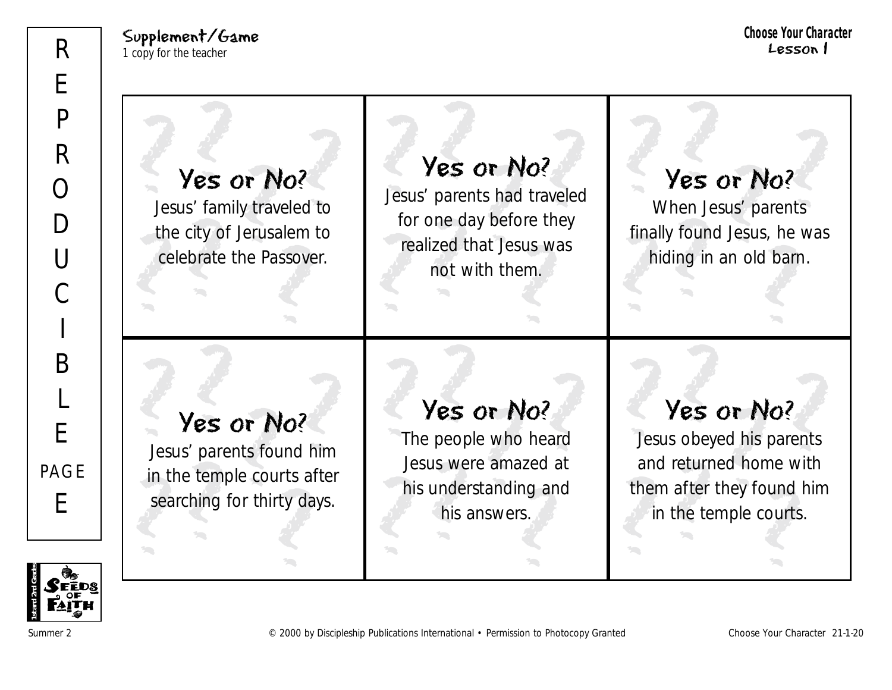Supplement/Game
1 copy for the teacher

**Choose Your Character**
**Lesson 1**

REPRODUCIBLE PAGE E

| | | |
|---|---|---|
| **Yes or No?** Jesus' family traveled to the city of Jerusalem to celebrate the Passover. | **Yes or No?** Jesus' parents had traveled for one day before they realized that Jesus was not with them. | **Yes or No?** When Jesus' parents finally found Jesus, he was hiding in an old barn. |
| **Yes or No?** Jesus' parents found him in the temple courts after searching for thirty days. | **Yes or No?** The people who heard Jesus were amazed at his understanding and his answers. | **Yes or No?** Jesus obeyed his parents and returned home with them after they found him in the temple courts. |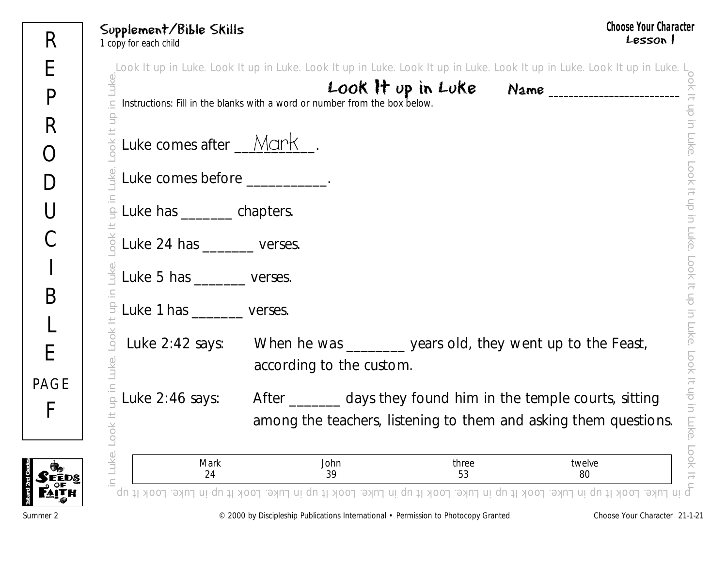Supplement/Bible Skills
1 copy for each child

**Choose Your Character**
**Lesson 1**

REPRODUCIBLE PAGE F

## Look It up in Luke

Name ______________________

Instructions: Fill in the blanks with a word or number from the box below.

Luke comes after __Mark__.

Luke comes before ___________.

Luke has _______ chapters.

Luke 24 has _______ verses.

Luke 5 has _______ verses.

Luke 1 has _______ verses.

Luke 2:42 says: When he was ________ years old, they went up to the Feast, according to the custom.

Luke 2:46 says: After _______ days they found him in the temple courts, sitting among the teachers, listening to them and asking them questions.

| | | | |
|---|---|---|---|
| Mark | John | three | twelve |
| 24 | 39 | 53 | 80 |

© 2000 by Discipleship Publications International • Permission to Photocopy Granted